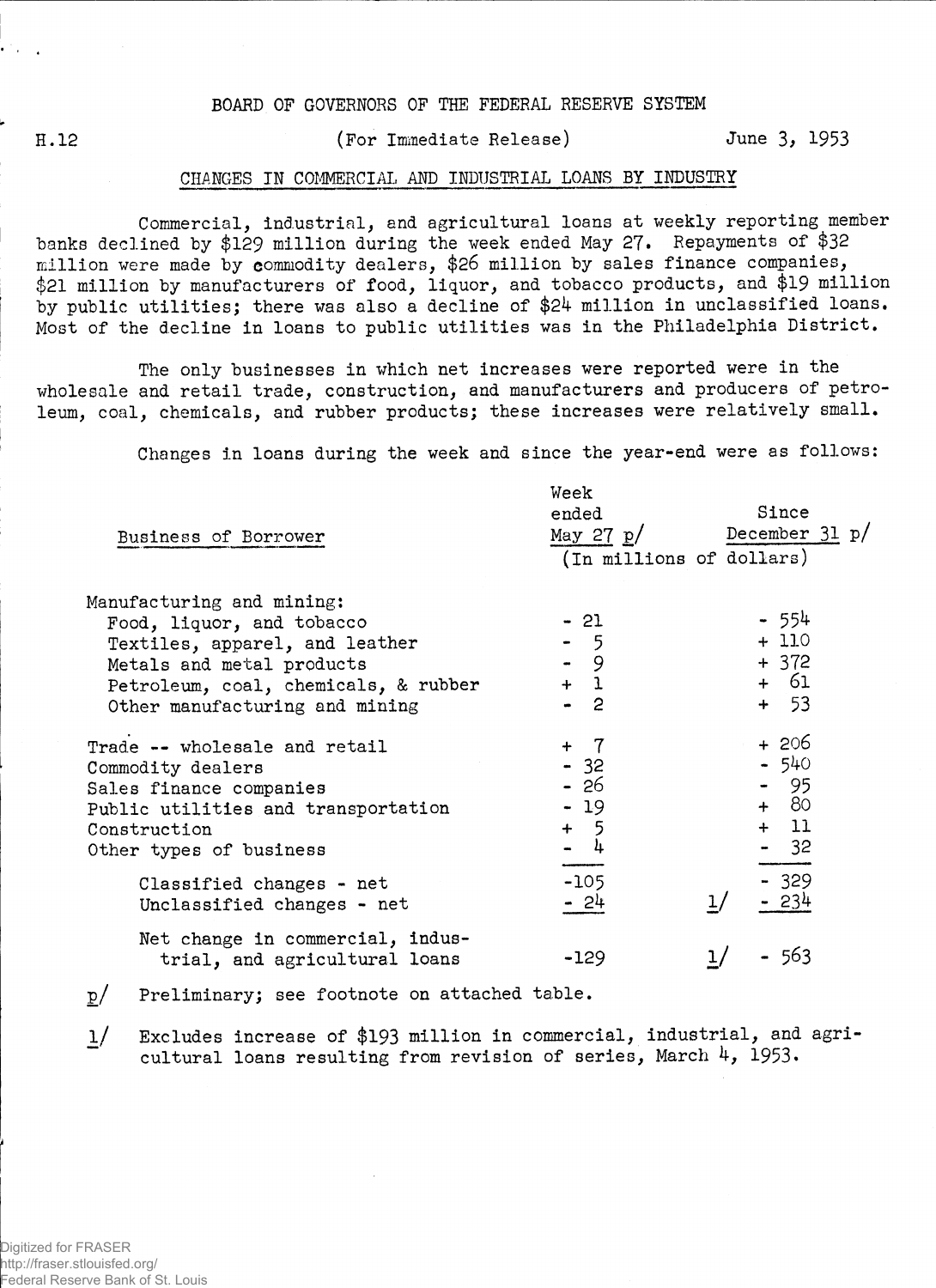BOARD OF GOVERNORS OF THE FEDERAL RESERVE SYSTEM

H.12 (For Immediate Release) June 3, 1953

## CHANGES IN COMMERCIAL AND INDUSTRIAL LOANS BY INDUSTRY

Commercial, industrial, and agricultural loans at weekly reporting member banks declined by $129 million during the week ended May 27. Repayments of $32 million were made by commodity dealers, $26 million by sales finance companies, $21 million by manufacturers of food, liquor, and tobacco products, and $19 million by public utilities; there was also a decline of $24 million in unclassified loans. Most of the decline in loans to public utilities was in the Philadelphia District.

The only businesses in which net increases were reported were in the wholesale and retail trade, construction, and manufacturers and producers of petroleum, coal, chemicals, and rubber products; these increases were relatively small.

Changes in loans during the week and since the year-end were as follows:

| Business of Borrower | Week ended May 27 p/ | Since December 31 p/ |
|---|---|---|
| | (In millions of dollars) | |
| Manufacturing and mining: | | |
| Food, liquor, and tobacco | - 21 | - 554 |
| Textiles, apparel, and leather | - 5 | + 110 |
| Metals and metal products | - 9 | + 372 |
| Petroleum, coal, chemicals, & rubber | + 1 | + 61 |
| Other manufacturing and mining | - 2 | + 53 |
| Trade -- wholesale and retail | + 7 | + 206 |
| Commodity dealers | - 32 | - 540 |
| Sales finance companies | - 26 | - 95 |
| Public utilities and transportation | - 19 | + 80 |
| Construction | + 5 | + 11 |
| Other types of business | - 4 | - 32 |
| Classified changes - net | -105 | - 329 |
| Unclassified changes - net | - 24 | 1/ - 234 |
| Net change in commercial, industrial, and agricultural loans | -129 | 1/ - 563 |

p/ Preliminary; see footnote on attached table.

1/ Excludes increase of $193 million in commercial, industrial, and agricultural loans resulting from revision of series, March 4, 1953.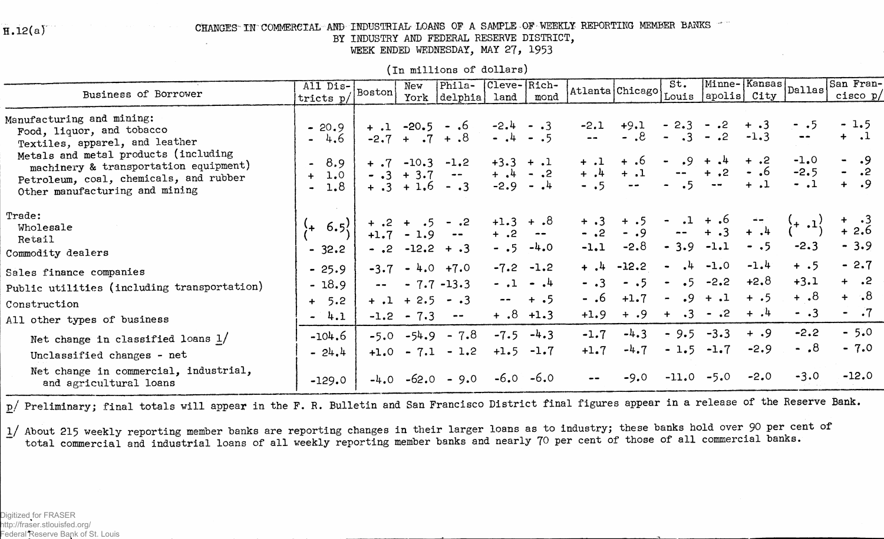H.12(a)

# CHANGES IN COMMERCIAL AND INDUSTRIAL LOANS OF A SAMPLE OF WEEKLY REPORTING MEMBER BANKS BY INDUSTRY AND FEDERAL RESERVE DISTRICT, WEEK ENDED WEDNESDAY, MAY 27, 1953

(In millions of dollars)

| Business of Borrower | All Districts p/ | Boston | New York | Philadelphia | Cleveland | Richmond | Atlanta | Chicago | St. Louis | Minneapolis | Kansas City | Dallas | San Francisco p/ |
|---|---|---|---|---|---|---|---|---|---|---|---|---|---|
| Manufacturing and mining: | | | | | | | | | | | | | |
| Food, liquor, and tobacco | - 20.9 | + .1 | -20.5 | - .6 | -2.4 | - .3 | -2.1 | +9.1 | - 2.3 | - .2 | + .3 | - .5 | - 1.5 |
| Textiles, apparel, and leather | - 4.6 | -2.7 | + .7 | + .8 | - .4 | - .5 | -- | - .8 | - .3 | - .2 | -1.3 | -- | + .1 |
| Metals and metal products (including machinery & transportation equipment) | - 8.9 | + .7 | -10.3 | -1.2 | +3.3 | + .1 | + .1 | + .6 | - .9 | + .4 | + .2 | -1.0 | - .9 |
| Petroleum, coal, chemicals, and rubber | + 1.0 | - .3 | + 3.7 | -- | + .4 | - .2 | + .4 | + .1 | -- | + .2 | - .6 | -2.5 | - .2 |
| Other manufacturing and mining | - 1.8 | + .3 | + 1.6 | - .3 | -2.9 | - .4 | - .5 | -- | - .5 | -- | + .1 | - .1 | + .9 |
| Trade: | | | | | | | | | | | | | |
| Wholesale | (+ 6.5) | + .2 | + .5 | - .2 | +1.3 | + .8 | + .3 | + .5 | - .1 | + .6 | -- | (+ .1) | + .3 |
| Retail | | +1.7 | - 1.9 | -- | + .2 | -- | - .2 | - .9 | -- | + .3 | + .4 | | + 2.6 |
| Commodity dealers | - 32.2 | - .2 | -12.2 | + .3 | - .5 | -4.0 | -1.1 | -2.8 | - 3.9 | -1.1 | - .5 | -2.3 | - 3.9 |
| Sales finance companies | - 25.9 | -3.7 | - 4.0 | +7.0 | -7.2 | -1.2 | + .4 | -12.2 | - .4 | -1.0 | -1.4 | + .5 | - 2.7 |
| Public utilities (including transportation) | - 18.9 | -- | - 7.7 | -13.3 | - .1 | - .4 | - .3 | - .5 | - .5 | -2.2 | +2.8 | +3.1 | + .2 |
| Construction | + 5.2 | + .1 | + 2.5 | - .3 | -- | + .5 | - .6 | +1.7 | - .9 | + .1 | + .5 | + .8 | + .8 |
| All other types of business | - 4.1 | -1.2 | - 7.3 | -- | + .8 | +1.3 | +1.9 | + .9 | + .3 | - .2 | + .4 | - .3 | - .7 |
| Net change in classified loans 1/ | -104.6 | -5.0 | -54.9 | - 7.8 | -7.5 | -4.3 | -1.7 | -4.3 | - 9.5 | -3.3 | + .9 | -2.2 | - 5.0 |
| Unclassified changes - net | - 24.4 | +1.0 | - 7.1 | - 1.2 | +1.5 | -1.7 | +1.7 | -4.7 | - 1.5 | -1.7 | -2.9 | - .8 | - 7.0 |
| Net change in commercial, industrial, and agricultural loans | -129.0 | -4.0 | -62.0 | - 9.0 | -6.0 | -6.0 | -- | -9.0 | -11.0 | -5.0 | -2.0 | -3.0 | -12.0 |

p/ Preliminary; final totals will appear in the F. R. Bulletin and San Francisco District final figures appear in a release of the Reserve Bank.

1/ About 215 weekly reporting member banks are reporting changes in their larger loans as to industry; these banks hold over 90 per cent of total commercial and industrial loans of all weekly reporting member banks and nearly 70 per cent of those of all commercial banks.